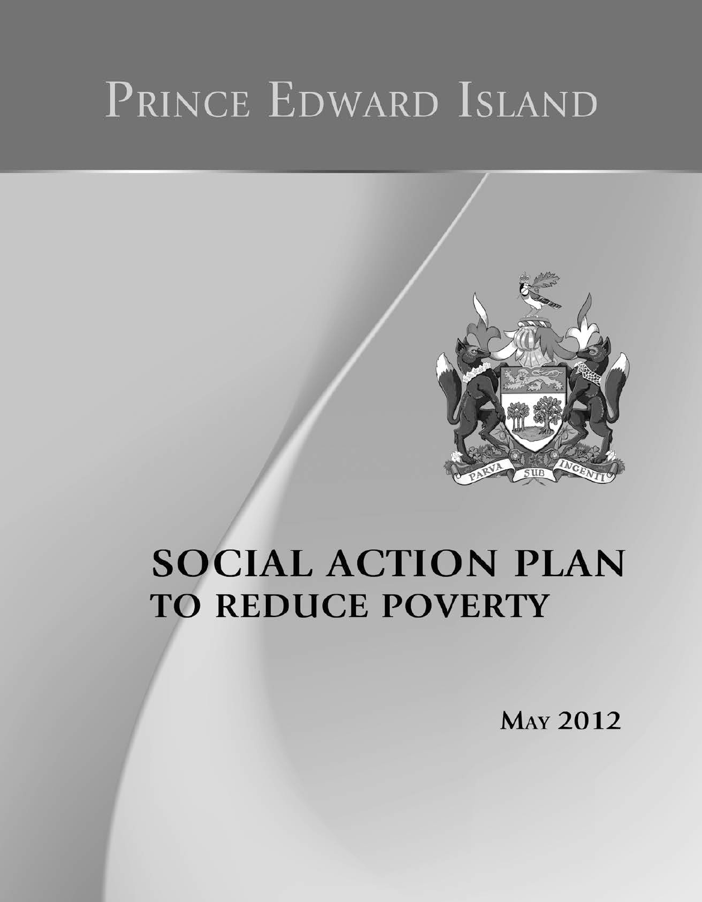# Prince Edward Island

PARVA SUB INGENTI

# SOCIAL ACTION PLAN TO REDUCE POVERTY

May 2012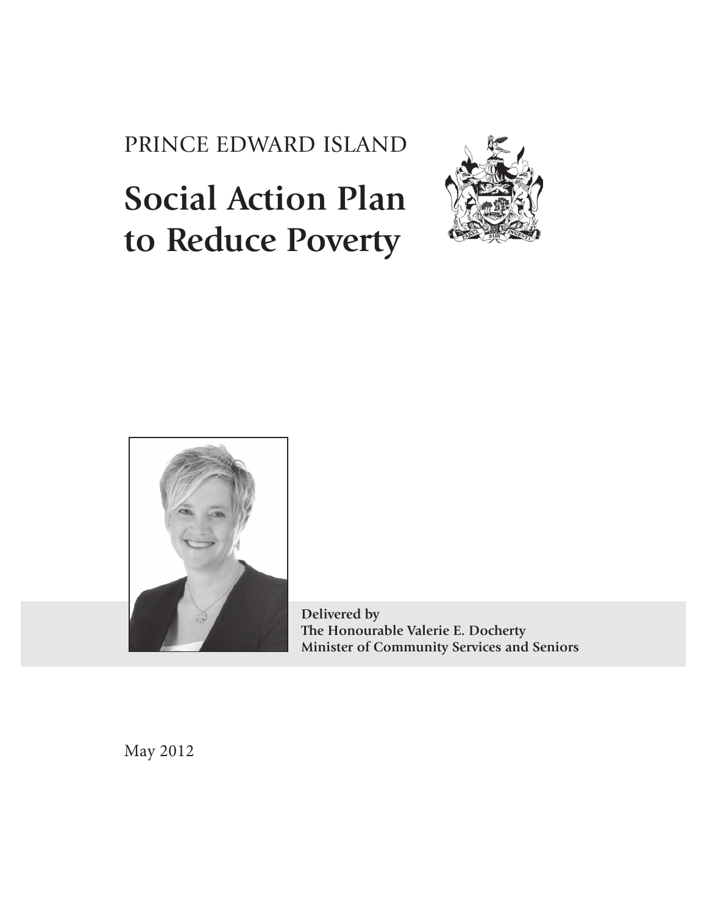PRINCE EDWARD ISLAND

# Social Action Plan to Reduce Poverty

**Delivered by**
**The Honourable Valerie E. Docherty**
**Minister of Community Services and Seniors**

May 2012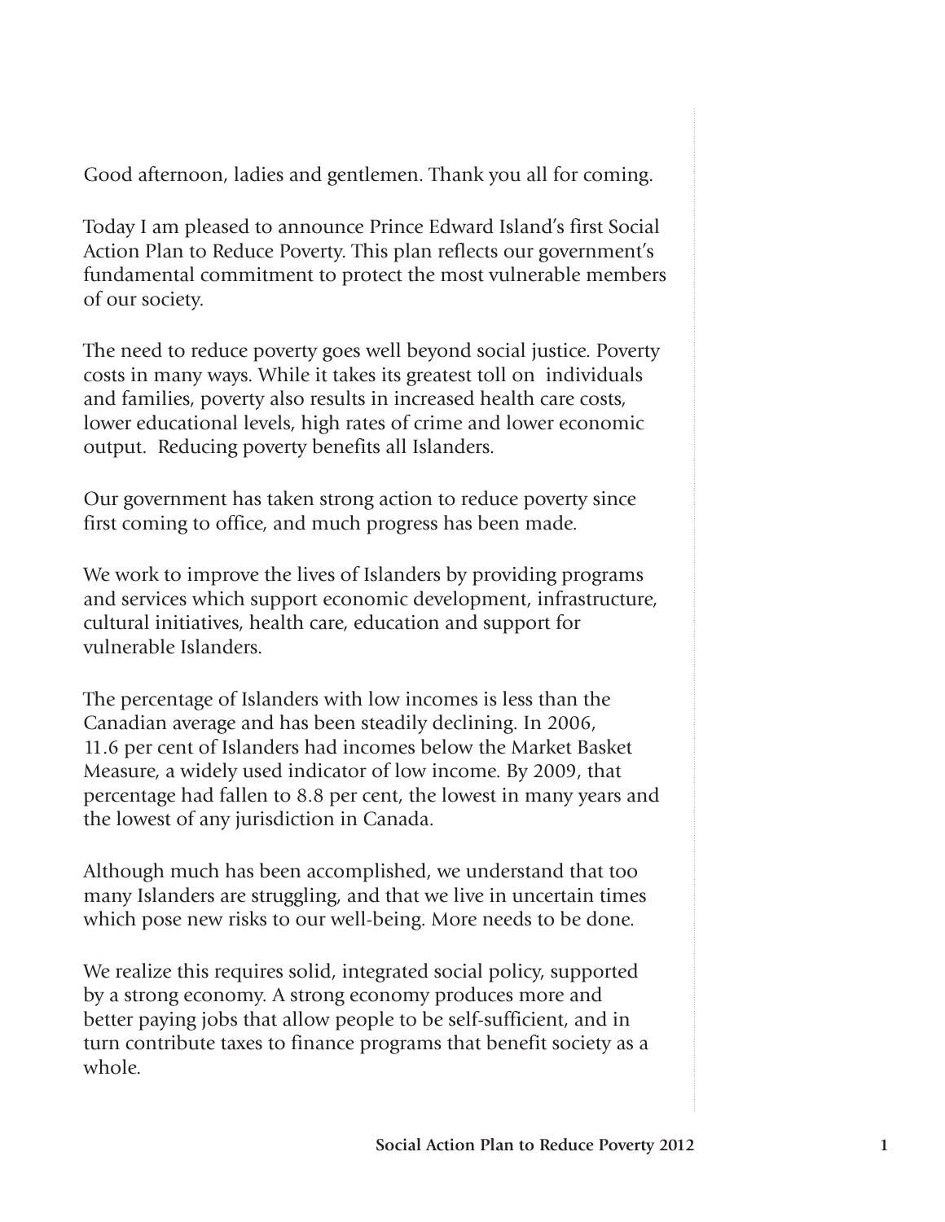Good afternoon, ladies and gentlemen. Thank you all for coming.

Today I am pleased to announce Prince Edward Island's first Social Action Plan to Reduce Poverty. This plan reflects our government's fundamental commitment to protect the most vulnerable members of our society.

The need to reduce poverty goes well beyond social justice. Poverty costs in many ways. While it takes its greatest toll on individuals and families, poverty also results in increased health care costs, lower educational levels, high rates of crime and lower economic output. Reducing poverty benefits all Islanders.

Our government has taken strong action to reduce poverty since first coming to office, and much progress has been made.

We work to improve the lives of Islanders by providing programs and services which support economic development, infrastructure, cultural initiatives, health care, education and support for vulnerable Islanders.

The percentage of Islanders with low incomes is less than the Canadian average and has been steadily declining. In 2006, 11.6 per cent of Islanders had incomes below the Market Basket Measure, a widely used indicator of low income. By 2009, that percentage had fallen to 8.8 per cent, the lowest in many years and the lowest of any jurisdiction in Canada.

Although much has been accomplished, we understand that too many Islanders are struggling, and that we live in uncertain times which pose new risks to our well-being. More needs to be done.

We realize this requires solid, integrated social policy, supported by a strong economy. A strong economy produces more and better paying jobs that allow people to be self-sufficient, and in turn contribute taxes to finance programs that benefit society as a whole.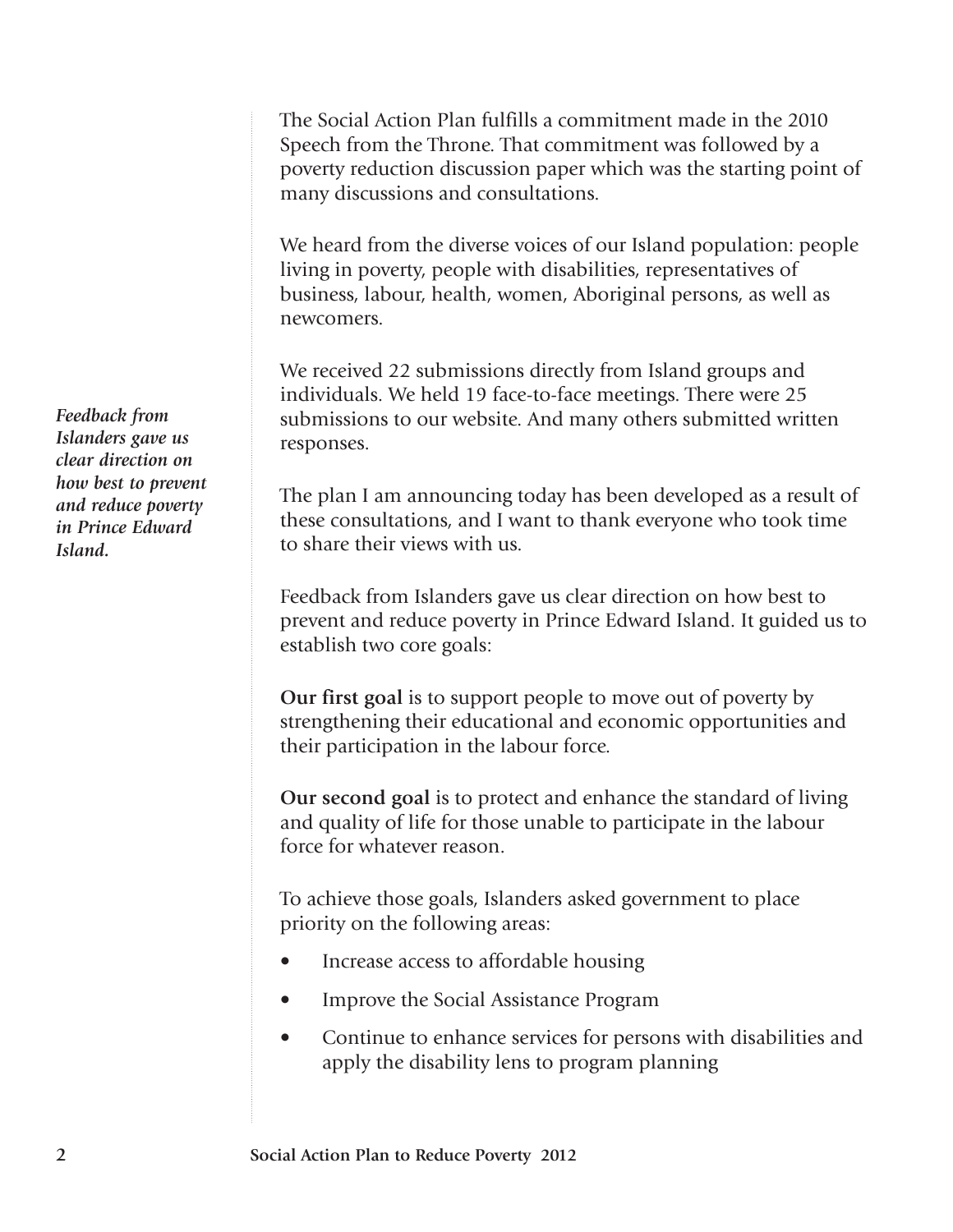The Social Action Plan fulfills a commitment made in the 2010 Speech from the Throne. That commitment was followed by a poverty reduction discussion paper which was the starting point of many discussions and consultations.

We heard from the diverse voices of our Island population: people living in poverty, people with disabilities, representatives of business, labour, health, women, Aboriginal persons, as well as newcomers.

We received 22 submissions directly from Island groups and individuals. We held 19 face-to-face meetings. There were 25 submissions to our website. And many others submitted written responses.

***Feedback from Islanders gave us clear direction on how best to prevent and reduce poverty in Prince Edward Island.***

The plan I am announcing today has been developed as a result of these consultations, and I want to thank everyone who took time to share their views with us.

Feedback from Islanders gave us clear direction on how best to prevent and reduce poverty in Prince Edward Island. It guided us to establish two core goals:

**Our first goal** is to support people to move out of poverty by strengthening their educational and economic opportunities and their participation in the labour force.

**Our second goal** is to protect and enhance the standard of living and quality of life for those unable to participate in the labour force for whatever reason.

To achieve those goals, Islanders asked government to place priority on the following areas:

- Increase access to affordable housing
- Improve the Social Assistance Program
- Continue to enhance services for persons with disabilities and apply the disability lens to program planning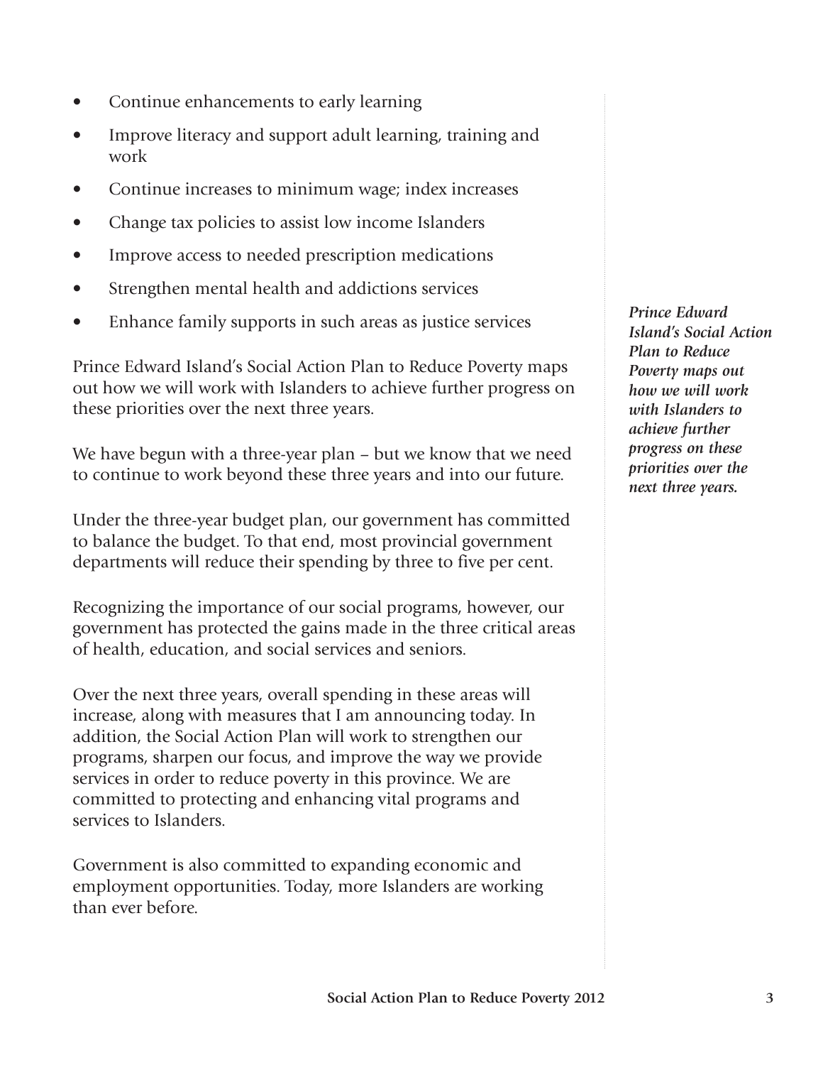- Continue enhancements to early learning
- Improve literacy and support adult learning, training and work
- Continue increases to minimum wage; index increases
- Change tax policies to assist low income Islanders
- Improve access to needed prescription medications
- Strengthen mental health and addictions services
- Enhance family supports in such areas as justice services

Prince Edward Island's Social Action Plan to Reduce Poverty maps out how we will work with Islanders to achieve further progress on these priorities over the next three years.

*Prince Edward Island's Social Action Plan to Reduce Poverty maps out how we will work with Islanders to achieve further progress on these priorities over the next three years.*

We have begun with a three-year plan – but we know that we need to continue to work beyond these three years and into our future.

Under the three-year budget plan, our government has committed to balance the budget. To that end, most provincial government departments will reduce their spending by three to five per cent.

Recognizing the importance of our social programs, however, our government has protected the gains made in the three critical areas of health, education, and social services and seniors.

Over the next three years, overall spending in these areas will increase, along with measures that I am announcing today. In addition, the Social Action Plan will work to strengthen our programs, sharpen our focus, and improve the way we provide services in order to reduce poverty in this province. We are committed to protecting and enhancing vital programs and services to Islanders.

Government is also committed to expanding economic and employment opportunities. Today, more Islanders are working than ever before.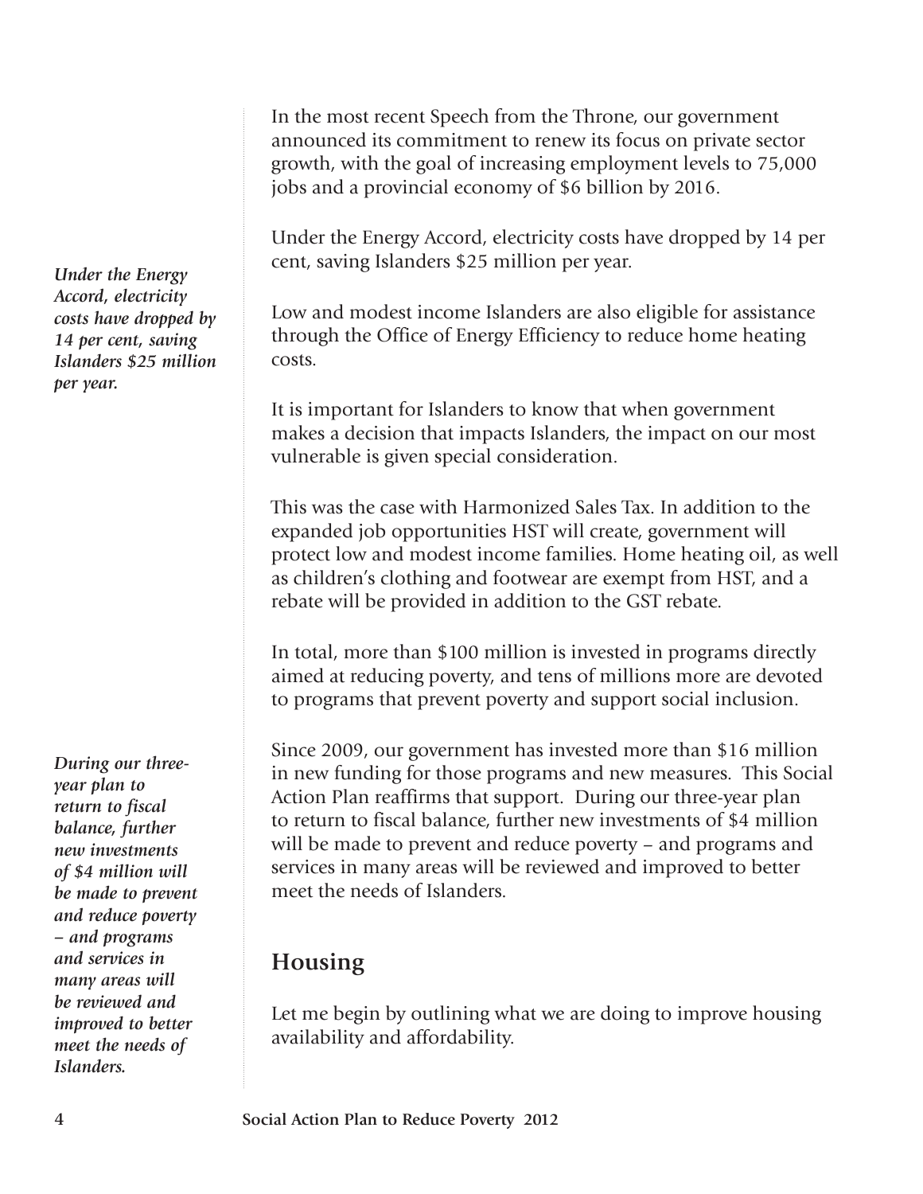In the most recent Speech from the Throne, our government announced its commitment to renew its focus on private sector growth, with the goal of increasing employment levels to 75,000 jobs and a provincial economy of $6 billion by 2016.

*Under the Energy Accord, electricity costs have dropped by 14 per cent, saving Islanders $25 million per year.*

Under the Energy Accord, electricity costs have dropped by 14 per cent, saving Islanders $25 million per year.

Low and modest income Islanders are also eligible for assistance through the Office of Energy Efficiency to reduce home heating costs.

It is important for Islanders to know that when government makes a decision that impacts Islanders, the impact on our most vulnerable is given special consideration.

This was the case with Harmonized Sales Tax. In addition to the expanded job opportunities HST will create, government will protect low and modest income families. Home heating oil, as well as children's clothing and footwear are exempt from HST, and a rebate will be provided in addition to the GST rebate.

In total, more than $100 million is invested in programs directly aimed at reducing poverty, and tens of millions more are devoted to programs that prevent poverty and support social inclusion.

*During our three-year plan to return to fiscal balance, further new investments of $4 million will be made to prevent and reduce poverty – and programs and services in many areas will be reviewed and improved to better meet the needs of Islanders.*

Since 2009, our government has invested more than $16 million in new funding for those programs and new measures. This Social Action Plan reaffirms that support. During our three-year plan to return to fiscal balance, further new investments of $4 million will be made to prevent and reduce poverty – and programs and services in many areas will be reviewed and improved to better meet the needs of Islanders.

## Housing

Let me begin by outlining what we are doing to improve housing availability and affordability.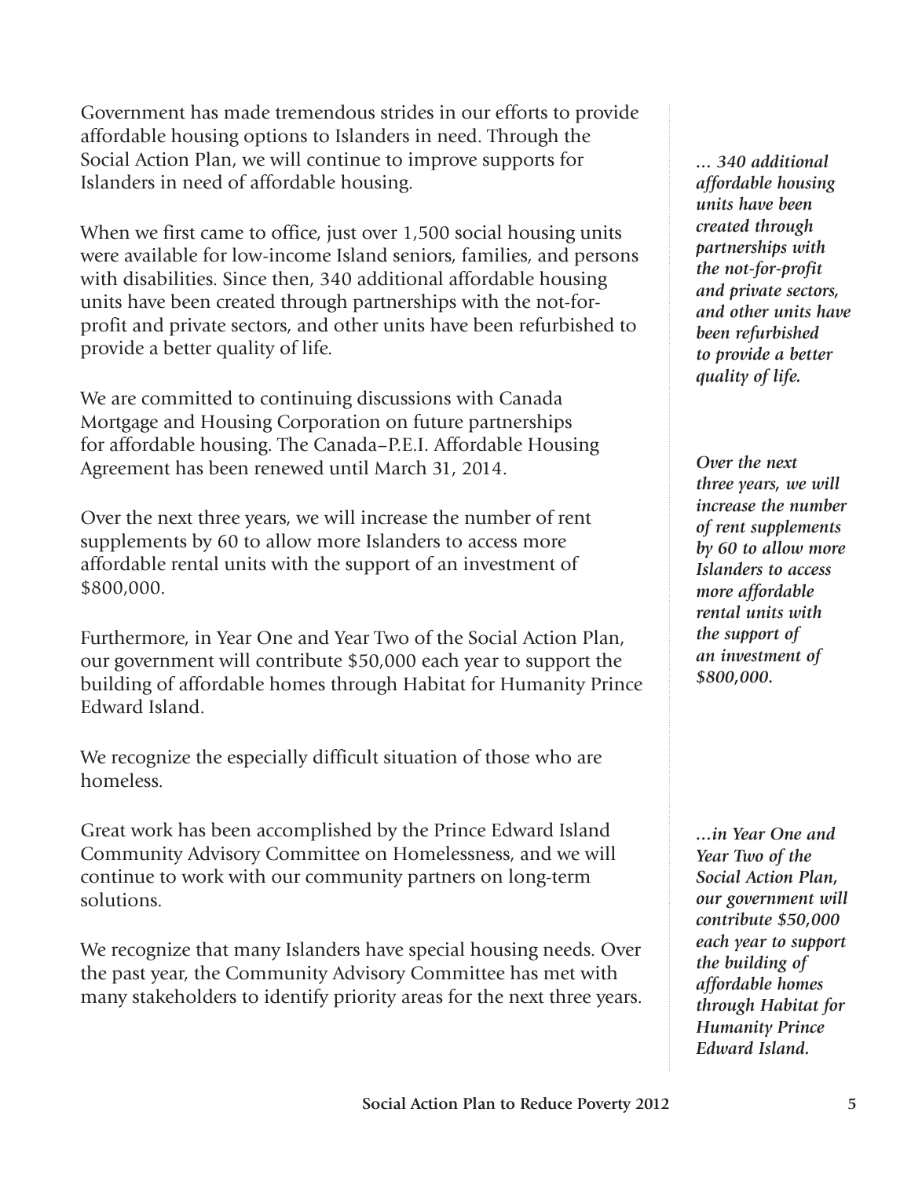Government has made tremendous strides in our efforts to provide affordable housing options to Islanders in need. Through the Social Action Plan, we will continue to improve supports for Islanders in need of affordable housing.

*... 340 additional affordable housing units have been created through partnerships with the not-for-profit and private sectors, and other units have been refurbished to provide a better quality of life.*

When we first came to office, just over 1,500 social housing units were available for low-income Island seniors, families, and persons with disabilities. Since then, 340 additional affordable housing units have been created through partnerships with the not-for-profit and private sectors, and other units have been refurbished to provide a better quality of life.

We are committed to continuing discussions with Canada Mortgage and Housing Corporation on future partnerships for affordable housing. The Canada–P.E.I. Affordable Housing Agreement has been renewed until March 31, 2014.

*Over the next three years, we will increase the number of rent supplements by 60 to allow more Islanders to access more affordable rental units with the support of an investment of $800,000.*

Over the next three years, we will increase the number of rent supplements by 60 to allow more Islanders to access more affordable rental units with the support of an investment of $800,000.

Furthermore, in Year One and Year Two of the Social Action Plan, our government will contribute $50,000 each year to support the building of affordable homes through Habitat for Humanity Prince Edward Island.

We recognize the especially difficult situation of those who are homeless.

*...in Year One and Year Two of the Social Action Plan, our government will contribute $50,000 each year to support the building of affordable homes through Habitat for Humanity Prince Edward Island.*

Great work has been accomplished by the Prince Edward Island Community Advisory Committee on Homelessness, and we will continue to work with our community partners on long-term solutions.

We recognize that many Islanders have special housing needs. Over the past year, the Community Advisory Committee has met with many stakeholders to identify priority areas for the next three years.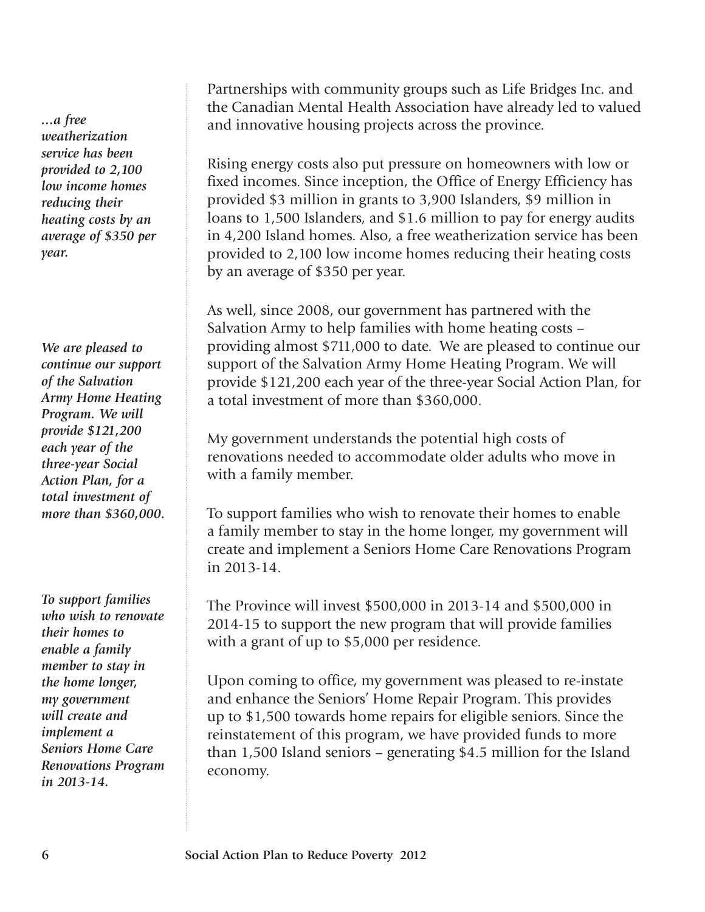*…a free weatherization service has been provided to 2,100 low income homes reducing their heating costs by an average of $350 per year.*

Partnerships with community groups such as Life Bridges Inc. and the Canadian Mental Health Association have already led to valued and innovative housing projects across the province.

Rising energy costs also put pressure on homeowners with low or fixed incomes. Since inception, the Office of Energy Efficiency has provided $3 million in grants to 3,900 Islanders, $9 million in loans to 1,500 Islanders, and $1.6 million to pay for energy audits in 4,200 Island homes. Also, a free weatherization service has been provided to 2,100 low income homes reducing their heating costs by an average of $350 per year.

*We are pleased to continue our support of the Salvation Army Home Heating Program. We will provide $121,200 each year of the three-year Social Action Plan, for a total investment of more than $360,000.*

As well, since 2008, our government has partnered with the Salvation Army to help families with home heating costs – providing almost $711,000 to date. We are pleased to continue our support of the Salvation Army Home Heating Program. We will provide $121,200 each year of the three-year Social Action Plan, for a total investment of more than $360,000.

My government understands the potential high costs of renovations needed to accommodate older adults who move in with a family member.

*To support families who wish to renovate their homes to enable a family member to stay in the home longer, my government will create and implement a Seniors Home Care Renovations Program in 2013-14.*

To support families who wish to renovate their homes to enable a family member to stay in the home longer, my government will create and implement a Seniors Home Care Renovations Program in 2013-14.

The Province will invest $500,000 in 2013-14 and $500,000 in 2014-15 to support the new program that will provide families with a grant of up to $5,000 per residence.

Upon coming to office, my government was pleased to re-instate and enhance the Seniors' Home Repair Program. This provides up to $1,500 towards home repairs for eligible seniors. Since the reinstatement of this program, we have provided funds to more than 1,500 Island seniors – generating $4.5 million for the Island economy.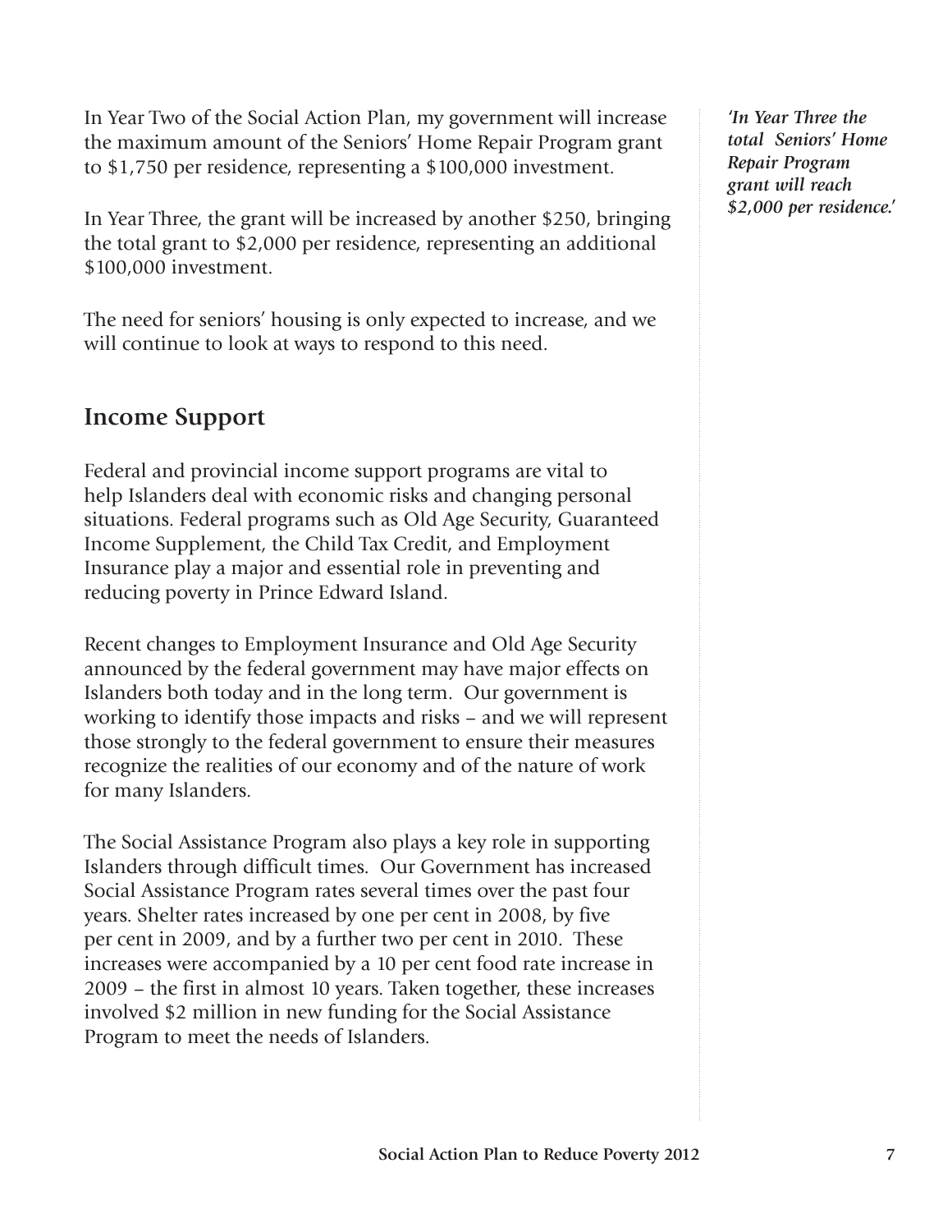In Year Two of the Social Action Plan, my government will increase the maximum amount of the Seniors' Home Repair Program grant to $1,750 per residence, representing a $100,000 investment.

*'In Year Three the total Seniors' Home Repair Program grant will reach $2,000 per residence.'*

In Year Three, the grant will be increased by another $250, bringing the total grant to $2,000 per residence, representing an additional $100,000 investment.

The need for seniors' housing is only expected to increase, and we will continue to look at ways to respond to this need.

## Income Support

Federal and provincial income support programs are vital to help Islanders deal with economic risks and changing personal situations. Federal programs such as Old Age Security, Guaranteed Income Supplement, the Child Tax Credit, and Employment Insurance play a major and essential role in preventing and reducing poverty in Prince Edward Island.

Recent changes to Employment Insurance and Old Age Security announced by the federal government may have major effects on Islanders both today and in the long term. Our government is working to identify those impacts and risks – and we will represent those strongly to the federal government to ensure their measures recognize the realities of our economy and of the nature of work for many Islanders.

The Social Assistance Program also plays a key role in supporting Islanders through difficult times. Our Government has increased Social Assistance Program rates several times over the past four years. Shelter rates increased by one per cent in 2008, by five per cent in 2009, and by a further two per cent in 2010. These increases were accompanied by a 10 per cent food rate increase in 2009 – the first in almost 10 years. Taken together, these increases involved $2 million in new funding for the Social Assistance Program to meet the needs of Islanders.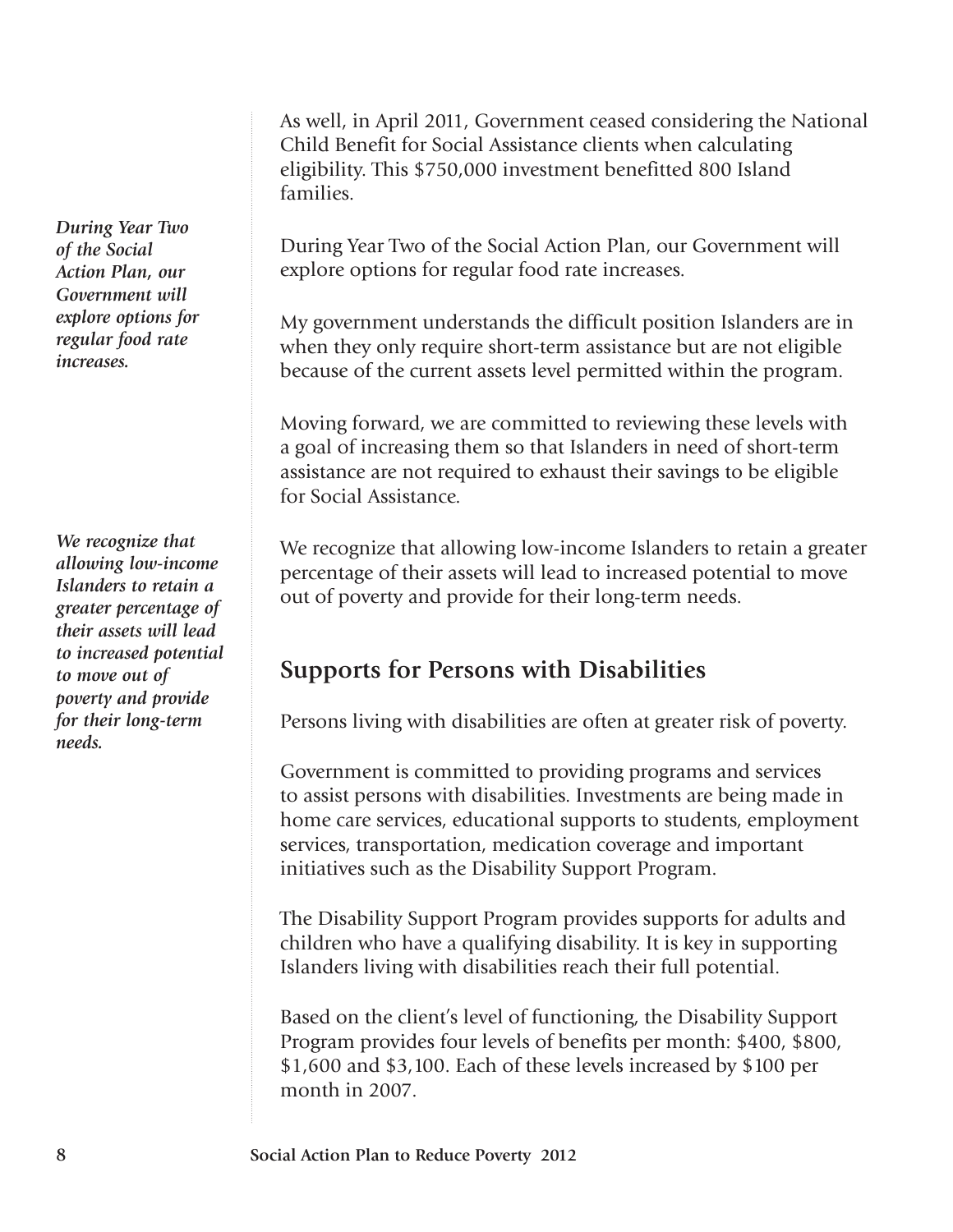As well, in April 2011, Government ceased considering the National Child Benefit for Social Assistance clients when calculating eligibility. This $750,000 investment benefitted 800 Island families.

*During Year Two of the Social Action Plan, our Government will explore options for regular food rate increases.*

During Year Two of the Social Action Plan, our Government will explore options for regular food rate increases.

My government understands the difficult position Islanders are in when they only require short-term assistance but are not eligible because of the current assets level permitted within the program.

Moving forward, we are committed to reviewing these levels with a goal of increasing them so that Islanders in need of short-term assistance are not required to exhaust their savings to be eligible for Social Assistance.

*We recognize that allowing low-income Islanders to retain a greater percentage of their assets will lead to increased potential to move out of poverty and provide for their long-term needs.*

We recognize that allowing low-income Islanders to retain a greater percentage of their assets will lead to increased potential to move out of poverty and provide for their long-term needs.

## Supports for Persons with Disabilities

Persons living with disabilities are often at greater risk of poverty.

Government is committed to providing programs and services to assist persons with disabilities. Investments are being made in home care services, educational supports to students, employment services, transportation, medication coverage and important initiatives such as the Disability Support Program.

The Disability Support Program provides supports for adults and children who have a qualifying disability. It is key in supporting Islanders living with disabilities reach their full potential.

Based on the client's level of functioning, the Disability Support Program provides four levels of benefits per month: $400, $800, $1,600 and $3,100. Each of these levels increased by $100 per month in 2007.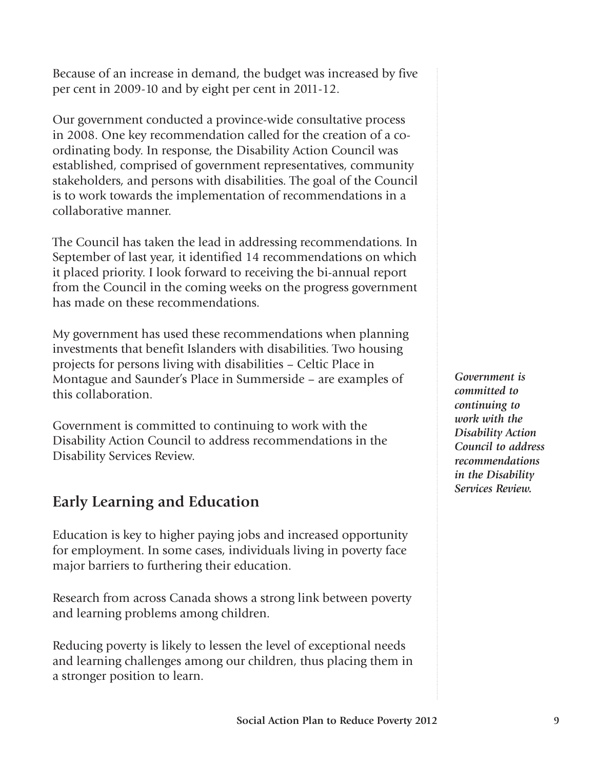Because of an increase in demand, the budget was increased by five per cent in 2009-10 and by eight per cent in 2011-12.

Our government conducted a province-wide consultative process in 2008. One key recommendation called for the creation of a co-ordinating body. In response, the Disability Action Council was established, comprised of government representatives, community stakeholders, and persons with disabilities. The goal of the Council is to work towards the implementation of recommendations in a collaborative manner.

The Council has taken the lead in addressing recommendations. In September of last year, it identified 14 recommendations on which it placed priority. I look forward to receiving the bi-annual report from the Council in the coming weeks on the progress government has made on these recommendations.

My government has used these recommendations when planning investments that benefit Islanders with disabilities. Two housing projects for persons living with disabilities – Celtic Place in Montague and Saunder's Place in Summerside – are examples of this collaboration.

Government is committed to continuing to work with the Disability Action Council to address recommendations in the Disability Services Review.

***Government is committed to continuing to work with the Disability Action Council to address recommendations in the Disability Services Review.***

## Early Learning and Education

Education is key to higher paying jobs and increased opportunity for employment. In some cases, individuals living in poverty face major barriers to furthering their education.

Research from across Canada shows a strong link between poverty and learning problems among children.

Reducing poverty is likely to lessen the level of exceptional needs and learning challenges among our children, thus placing them in a stronger position to learn.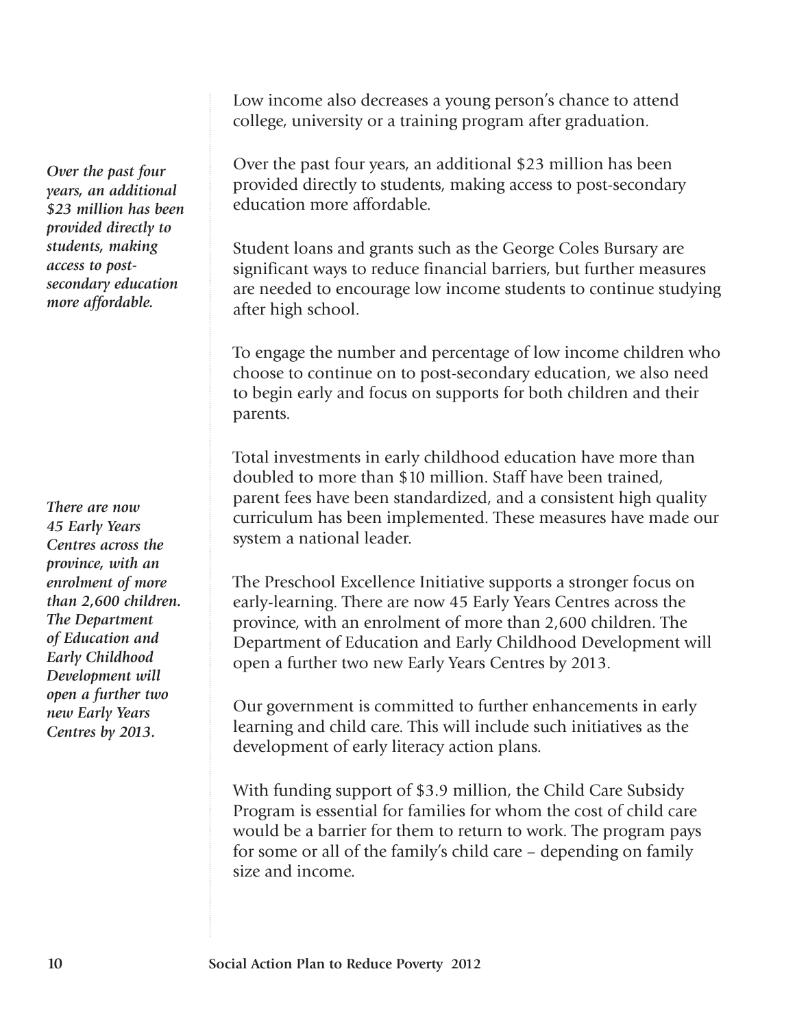*Over the past four years, an additional $23 million has been provided directly to students, making access to post-secondary education more affordable.*

Low income also decreases a young person's chance to attend college, university or a training program after graduation.

Over the past four years, an additional $23 million has been provided directly to students, making access to post-secondary education more affordable.

Student loans and grants such as the George Coles Bursary are significant ways to reduce financial barriers, but further measures are needed to encourage low income students to continue studying after high school.

To engage the number and percentage of low income children who choose to continue on to post-secondary education, we also need to begin early and focus on supports for both children and their parents.

*There are now 45 Early Years Centres across the province, with an enrolment of more than 2,600 children. The Department of Education and Early Childhood Development will open a further two new Early Years Centres by 2013.*

Total investments in early childhood education have more than doubled to more than $10 million. Staff have been trained, parent fees have been standardized, and a consistent high quality curriculum has been implemented. These measures have made our system a national leader.

The Preschool Excellence Initiative supports a stronger focus on early-learning. There are now 45 Early Years Centres across the province, with an enrolment of more than 2,600 children. The Department of Education and Early Childhood Development will open a further two new Early Years Centres by 2013.

Our government is committed to further enhancements in early learning and child care. This will include such initiatives as the development of early literacy action plans.

With funding support of $3.9 million, the Child Care Subsidy Program is essential for families for whom the cost of child care would be a barrier for them to return to work. The program pays for some or all of the family's child care – depending on family size and income.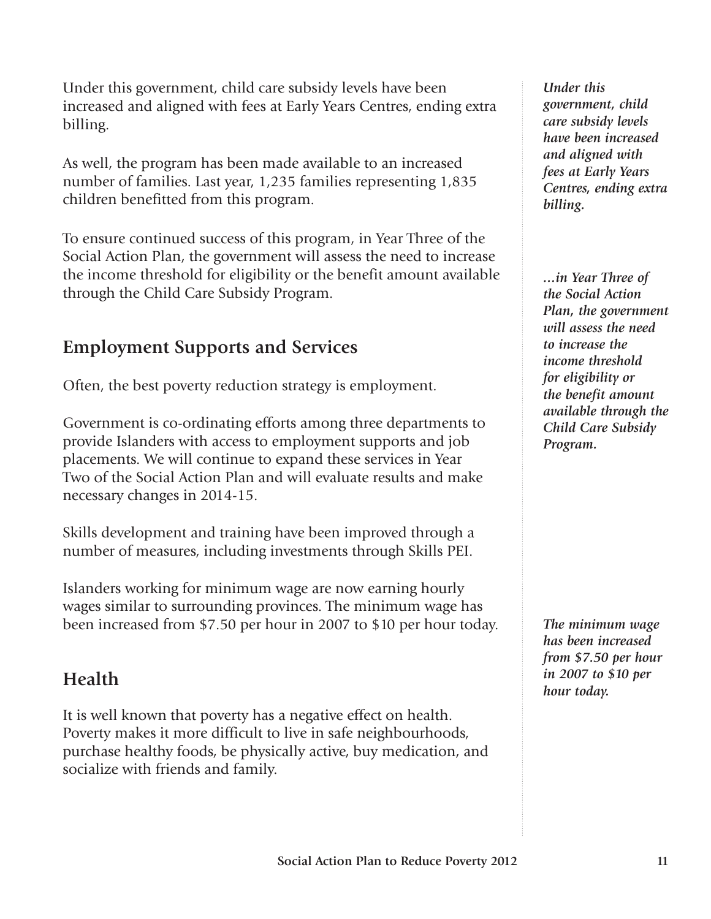Under this government, child care subsidy levels have been increased and aligned with fees at Early Years Centres, ending extra billing.

*Under this government, child care subsidy levels have been increased and aligned with fees at Early Years Centres, ending extra billing.*

As well, the program has been made available to an increased number of families. Last year, 1,235 families representing 1,835 children benefitted from this program.

To ensure continued success of this program, in Year Three of the Social Action Plan, the government will assess the need to increase the income threshold for eligibility or the benefit amount available through the Child Care Subsidy Program.

*…in Year Three of the Social Action Plan, the government will assess the need to increase the income threshold for eligibility or the benefit amount available through the Child Care Subsidy Program.*

## Employment Supports and Services

Often, the best poverty reduction strategy is employment.

Government is co-ordinating efforts among three departments to provide Islanders with access to employment supports and job placements. We will continue to expand these services in Year Two of the Social Action Plan and will evaluate results and make necessary changes in 2014-15.

Skills development and training have been improved through a number of measures, including investments through Skills PEI.

Islanders working for minimum wage are now earning hourly wages similar to surrounding provinces. The minimum wage has been increased from $7.50 per hour in 2007 to $10 per hour today.

*The minimum wage has been increased from $7.50 per hour in 2007 to $10 per hour today.*

## Health

It is well known that poverty has a negative effect on health. Poverty makes it more difficult to live in safe neighbourhoods, purchase healthy foods, be physically active, buy medication, and socialize with friends and family.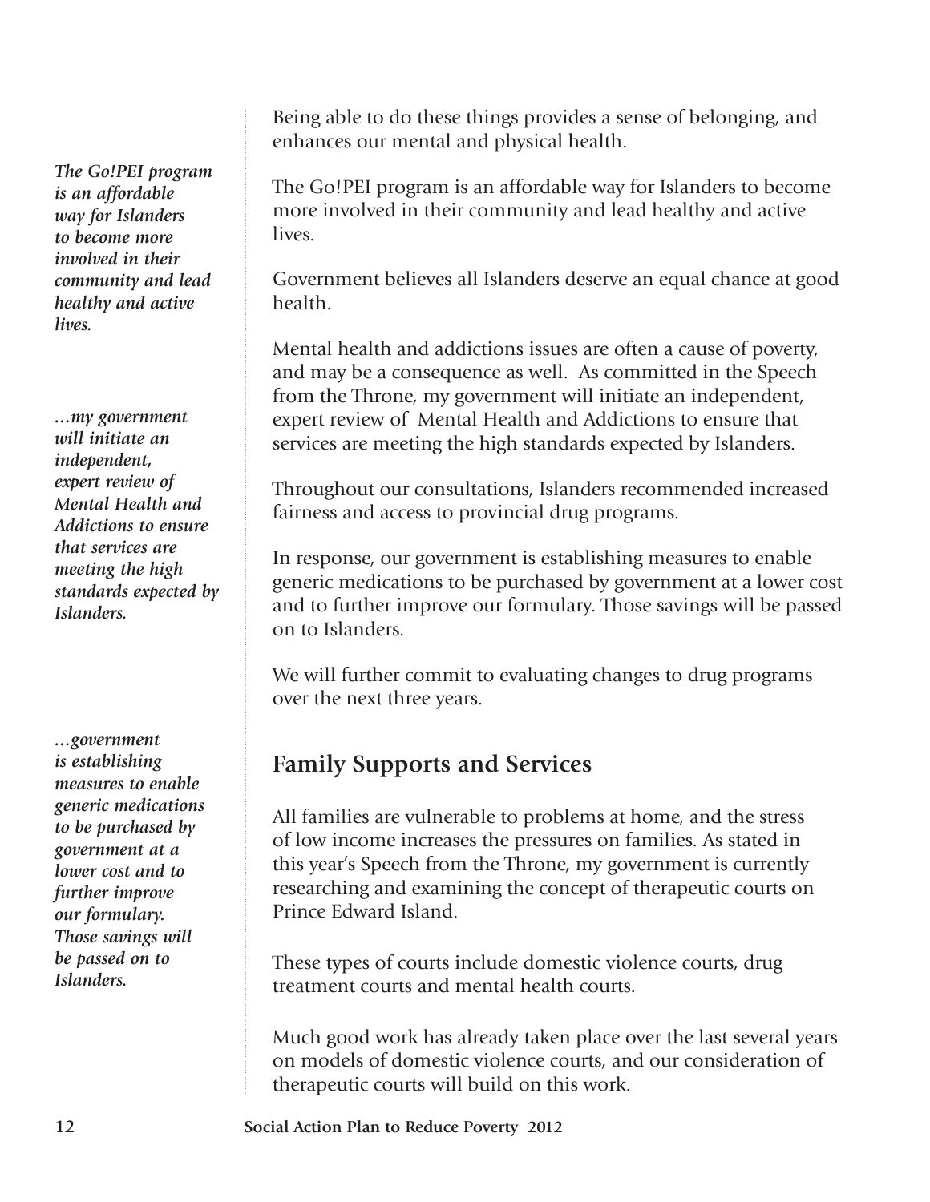Being able to do these things provides a sense of belonging, and enhances our mental and physical health.

*The Go!PEI program is an affordable way for Islanders to become more involved in their community and lead healthy and active lives.*

The Go!PEI program is an affordable way for Islanders to become more involved in their community and lead healthy and active lives.

Government believes all Islanders deserve an equal chance at good health.

*...my government will initiate an independent, expert review of Mental Health and Addictions to ensure that services are meeting the high standards expected by Islanders.*

Mental health and addictions issues are often a cause of poverty, and may be a consequence as well. As committed in the Speech from the Throne, my government will initiate an independent, expert review of Mental Health and Addictions to ensure that services are meeting the high standards expected by Islanders.

Throughout our consultations, Islanders recommended increased fairness and access to provincial drug programs.

*...government is establishing measures to enable generic medications to be purchased by government at a lower cost and to further improve our formulary. Those savings will be passed on to Islanders.*

In response, our government is establishing measures to enable generic medications to be purchased by government at a lower cost and to further improve our formulary. Those savings will be passed on to Islanders.

We will further commit to evaluating changes to drug programs over the next three years.

## Family Supports and Services

All families are vulnerable to problems at home, and the stress of low income increases the pressures on families. As stated in this year's Speech from the Throne, my government is currently researching and examining the concept of therapeutic courts on Prince Edward Island.

These types of courts include domestic violence courts, drug treatment courts and mental health courts.

Much good work has already taken place over the last several years on models of domestic violence courts, and our consideration of therapeutic courts will build on this work.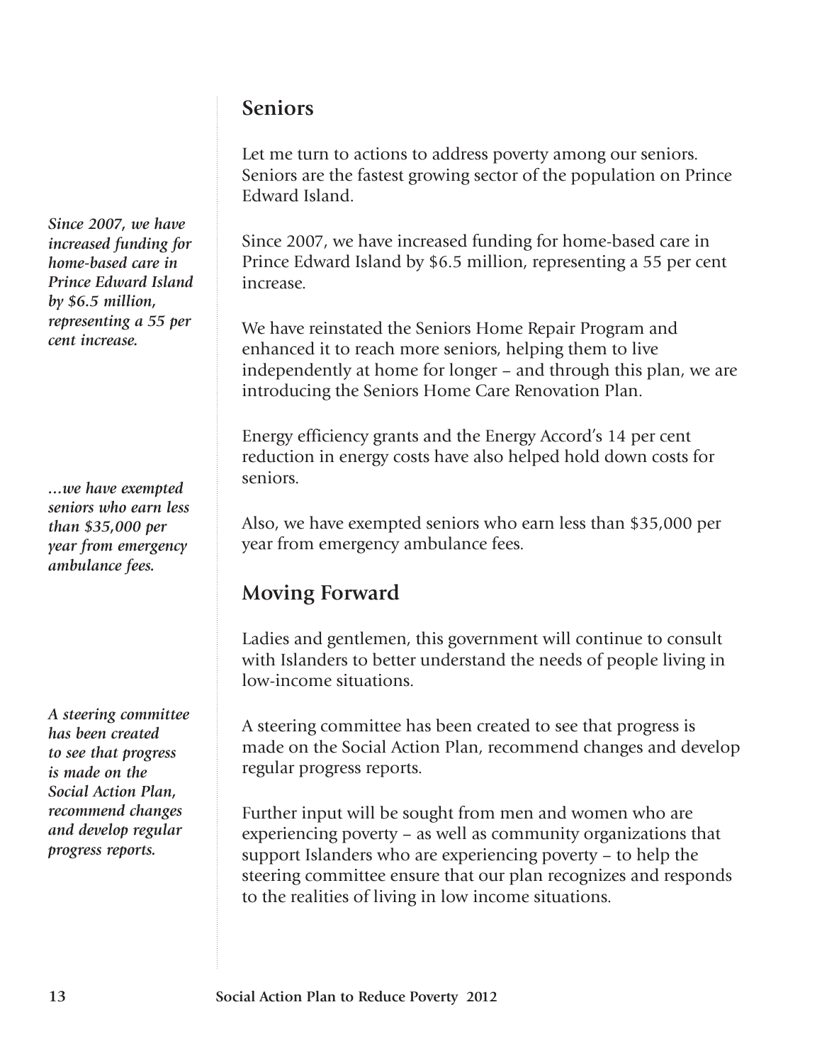## Seniors

Let me turn to actions to address poverty among our seniors. Seniors are the fastest growing sector of the population on Prince Edward Island.

*Since 2007, we have increased funding for home-based care in Prince Edward Island by $6.5 million, representing a 55 per cent increase.*

Since 2007, we have increased funding for home-based care in Prince Edward Island by $6.5 million, representing a 55 per cent increase.

We have reinstated the Seniors Home Repair Program and enhanced it to reach more seniors, helping them to live independently at home for longer – and through this plan, we are introducing the Seniors Home Care Renovation Plan.

Energy efficiency grants and the Energy Accord's 14 per cent reduction in energy costs have also helped hold down costs for seniors.

*...we have exempted seniors who earn less than $35,000 per year from emergency ambulance fees.*

Also, we have exempted seniors who earn less than $35,000 per year from emergency ambulance fees.

## Moving Forward

Ladies and gentlemen, this government will continue to consult with Islanders to better understand the needs of people living in low-income situations.

*A steering committee has been created to see that progress is made on the Social Action Plan, recommend changes and develop regular progress reports.*

A steering committee has been created to see that progress is made on the Social Action Plan, recommend changes and develop regular progress reports.

Further input will be sought from men and women who are experiencing poverty – as well as community organizations that support Islanders who are experiencing poverty – to help the steering committee ensure that our plan recognizes and responds to the realities of living in low income situations.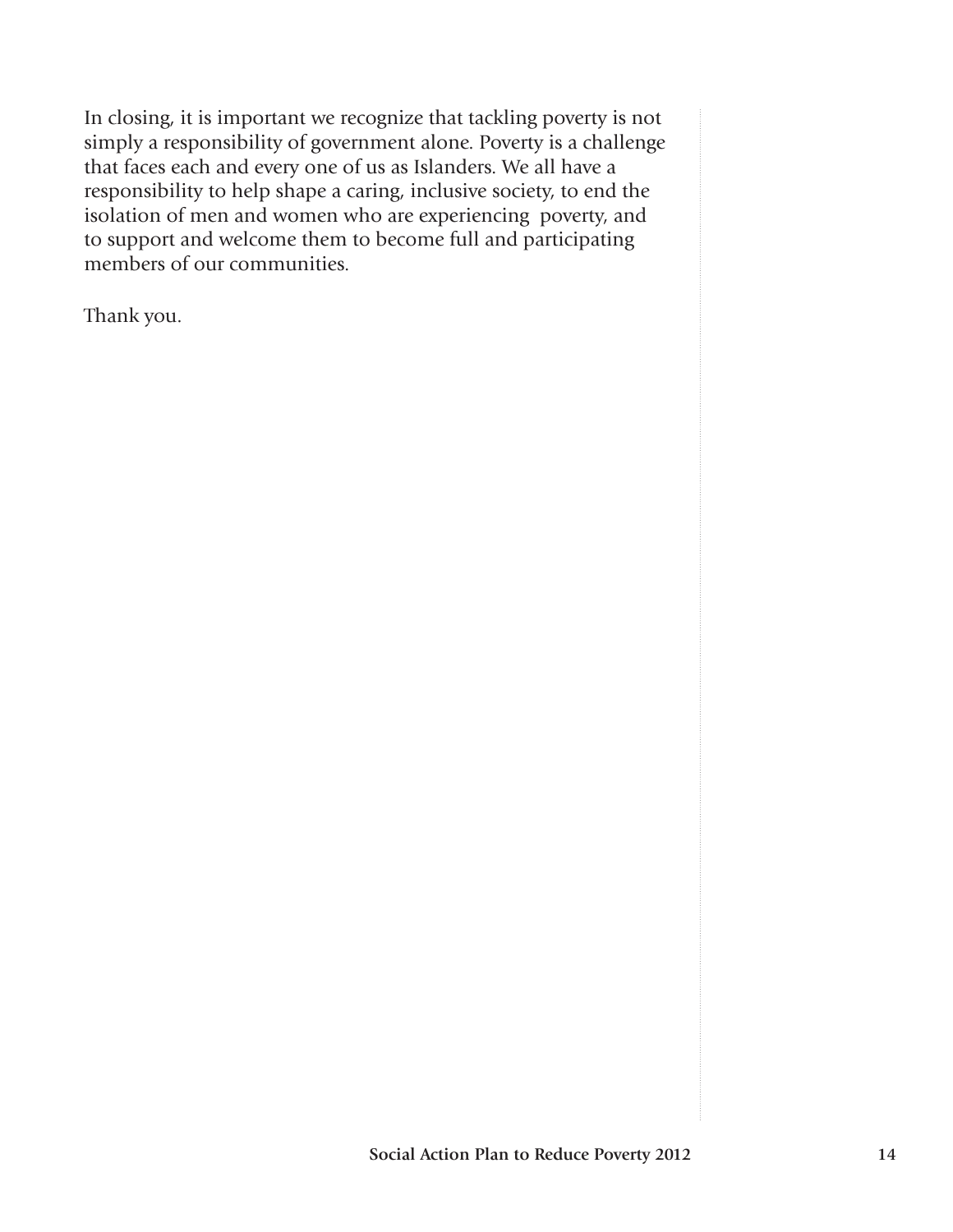In closing, it is important we recognize that tackling poverty is not simply a responsibility of government alone. Poverty is a challenge that faces each and every one of us as Islanders. We all have a responsibility to help shape a caring, inclusive society, to end the isolation of men and women who are experiencing poverty, and to support and welcome them to become full and participating members of our communities.

Thank you.